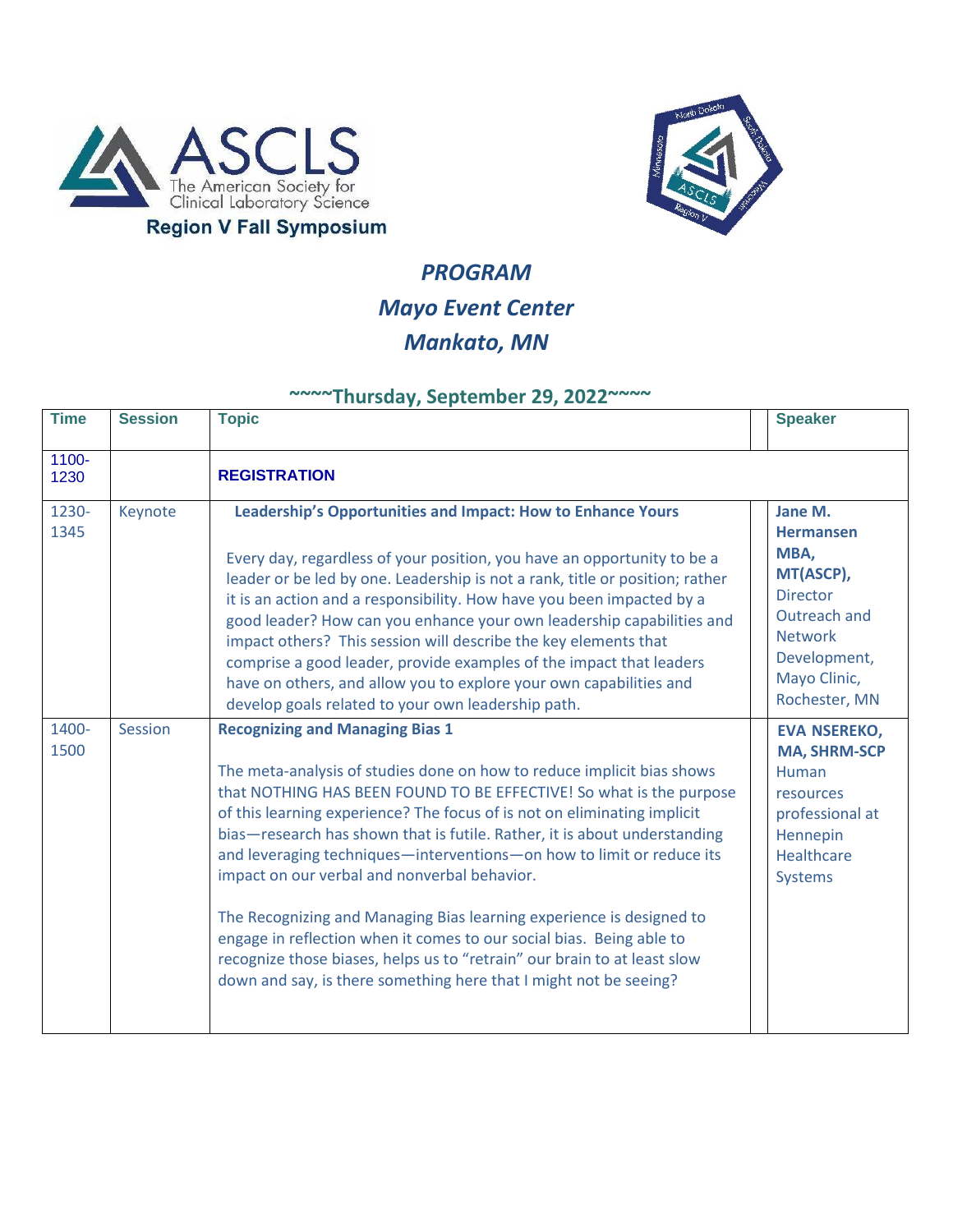ASCLS The American Society for Clinical Laboratory Science

**Region V Fall Symposium**

# *PROGRAM*

## *Mayo Event Center*

## *Mankato, MN*

### ~~~~Thursday, September 29, 2022~~~~

| Time | Session | Topic | Speaker |
|---|---|---|---|
| 1100-1230 | | **REGISTRATION** | |
| 1230-1345 | Keynote | **Leadership's Opportunities and Impact: How to Enhance Yours**<br><br>Every day, regardless of your position, you have an opportunity to be a leader or be led by one. Leadership is not a rank, title or position; rather it is an action and a responsibility. How have you been impacted by a good leader? How can you enhance your own leadership capabilities and impact others? This session will describe the key elements that comprise a good leader, provide examples of the impact that leaders have on others, and allow you to explore your own capabilities and develop goals related to your own leadership path. | **Jane M. Hermansen MBA, MT(ASCP),** Director Outreach and Network Development, Mayo Clinic, Rochester, MN |
| 1400-1500 | Session | **Recognizing and Managing Bias 1**<br><br>The meta-analysis of studies done on how to reduce implicit bias shows that NOTHING HAS BEEN FOUND TO BE EFFECTIVE! So what is the purpose of this learning experience? The focus of is not on eliminating implicit bias—research has shown that is futile. Rather, it is about understanding and leveraging techniques—interventions—on how to limit or reduce its impact on our verbal and nonverbal behavior.<br><br>The Recognizing and Managing Bias learning experience is designed to engage in reflection when it comes to our social bias. Being able to recognize those biases, helps us to "retrain" our brain to at least slow down and say, is there something here that I might not be seeing? | **EVA NSEREKO, MA, SHRM-SCP** Human resources professional at Hennepin Healthcare Systems |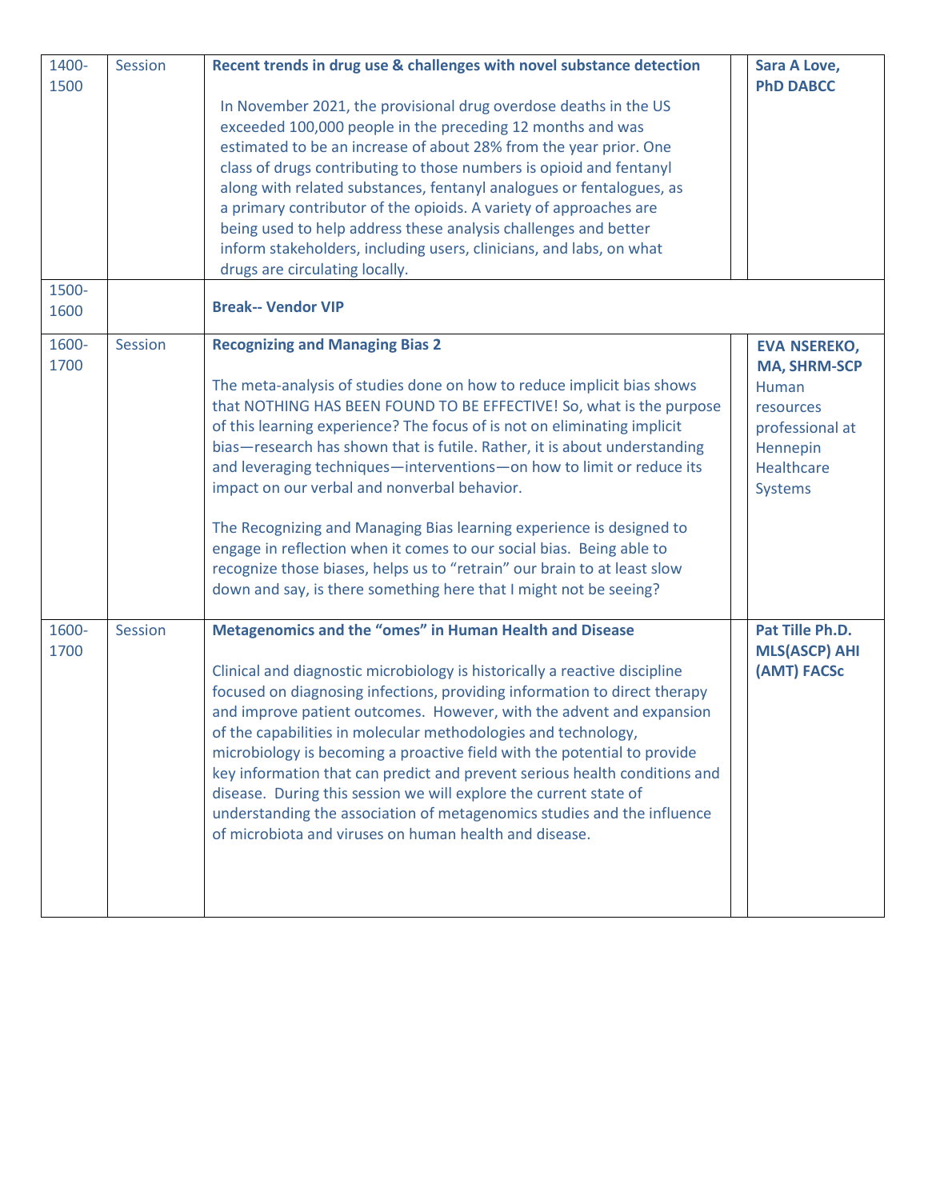| | | | | |
|---|---|---|---|---|
| 1400-1500 | Session | **Recent trends in drug use & challenges with novel substance detection**<br><br>In November 2021, the provisional drug overdose deaths in the US exceeded 100,000 people in the preceding 12 months and was estimated to be an increase of about 28% from the year prior. One class of drugs contributing to those numbers is opioid and fentanyl along with related substances, fentanyl analogues or fentalogues, as a primary contributor of the opioids. A variety of approaches are being used to help address these analysis challenges and better inform stakeholders, including users, clinicians, and labs, on what drugs are circulating locally. | | **Sara A Love, PhD DABCC** |
| 1500-1600 | | **Break-- Vendor VIP** | | |
| 1600-1700 | Session | **Recognizing and Managing Bias 2**<br><br>The meta-analysis of studies done on how to reduce implicit bias shows that NOTHING HAS BEEN FOUND TO BE EFFECTIVE! So, what is the purpose of this learning experience? The focus of is not on eliminating implicit bias—research has shown that is futile. Rather, it is about understanding and leveraging techniques—interventions—on how to limit or reduce its impact on our verbal and nonverbal behavior.<br><br>The Recognizing and Managing Bias learning experience is designed to engage in reflection when it comes to our social bias. Being able to recognize those biases, helps us to "retrain" our brain to at least slow down and say, is there something here that I might not be seeing? | | **EVA NSEREKO, MA, SHRM-SCP** Human resources professional at Hennepin Healthcare Systems |
| 1600-1700 | Session | **Metagenomics and the "omes" in Human Health and Disease**<br><br>Clinical and diagnostic microbiology is historically a reactive discipline focused on diagnosing infections, providing information to direct therapy and improve patient outcomes. However, with the advent and expansion of the capabilities in molecular methodologies and technology, microbiology is becoming a proactive field with the potential to provide key information that can predict and prevent serious health conditions and disease. During this session we will explore the current state of understanding the association of metagenomics studies and the influence of microbiota and viruses on human health and disease. | | **Pat Tille Ph.D. MLS(ASCP) AHI (AMT) FACSc** |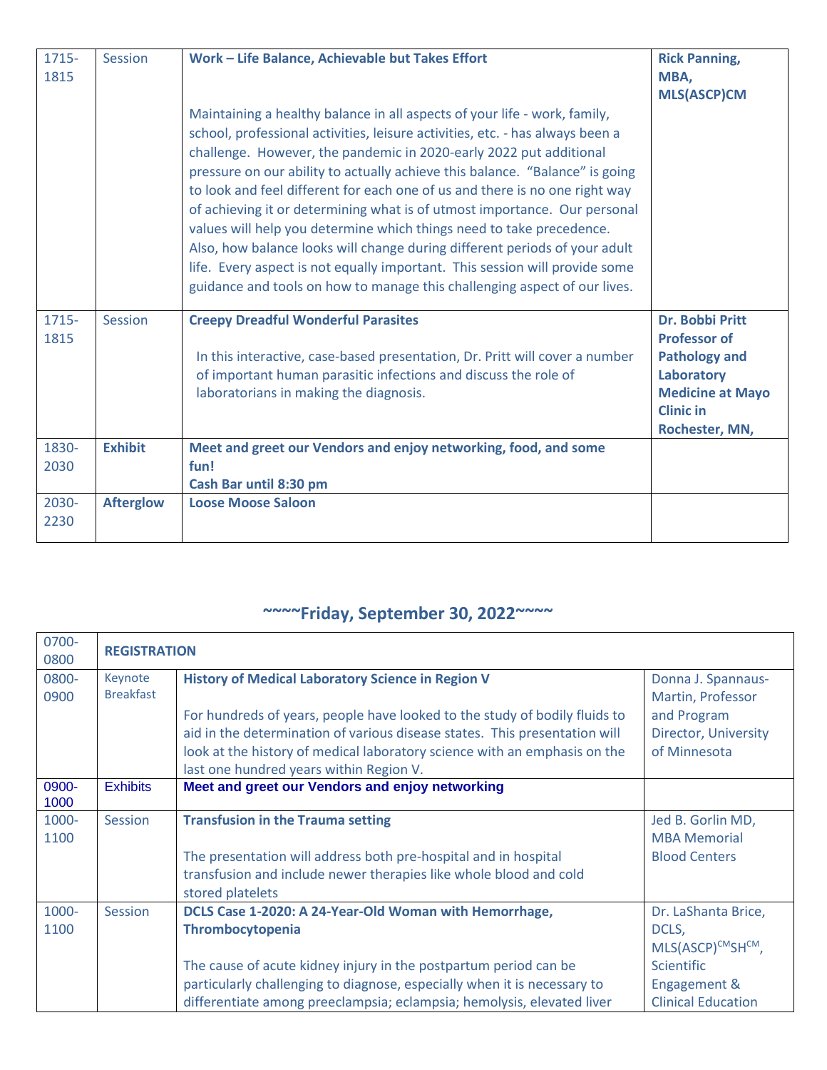| | | | |
|---|---|---|---|
| 1715-1815 | Session | **Work – Life Balance, Achievable but Takes Effort**<br><br>Maintaining a healthy balance in all aspects of your life - work, family, school, professional activities, leisure activities, etc. - has always been a challenge. However, the pandemic in 2020-early 2022 put additional pressure on our ability to actually achieve this balance. "Balance" is going to look and feel different for each one of us and there is no one right way of achieving it or determining what is of utmost importance. Our personal values will help you determine which things need to take precedence. Also, how balance looks will change during different periods of your adult life. Every aspect is not equally important. This session will provide some guidance and tools on how to manage this challenging aspect of our lives. | **Rick Panning, MBA, MLS(ASCP)CM** |
| 1715-1815 | Session | **Creepy Dreadful Wonderful Parasites**<br><br>In this interactive, case-based presentation, Dr. Pritt will cover a number of important human parasitic infections and discuss the role of laboratorians in making the diagnosis. | **Dr. Bobbi Pritt Professor of Pathology and Laboratory Medicine at Mayo Clinic in Rochester, MN,** |
| 1830-2030 | **Exhibit** | **Meet and greet our Vendors and enjoy networking, food, and some fun!**<br>**Cash Bar until 8:30 pm** | |
| 2030-2230 | **Afterglow** | **Loose Moose Saloon** | |

## ~~~~Friday, September 30, 2022~~~~

| | | | |
|---|---|---|---|
| 0700-0800 | **REGISTRATION** | | |
| 0800-0900 | Keynote Breakfast | **History of Medical Laboratory Science in Region V**<br><br>For hundreds of years, people have looked to the study of bodily fluids to aid in the determination of various disease states. This presentation will look at the history of medical laboratory science with an emphasis on the last one hundred years within Region V. | Donna J. Spannaus-Martin, Professor and Program Director, University of Minnesota |
| 0900-1000 | Exhibits | **Meet and greet our Vendors and enjoy networking** | |
| 1000-1100 | Session | **Transfusion in the Trauma setting**<br><br>The presentation will address both pre-hospital and in hospital transfusion and include newer therapies like whole blood and cold stored platelets | Jed B. Gorlin MD, MBA Memorial Blood Centers |
| 1000-1100 | Session | **DCLS Case 1-2020: A 24-Year-Old Woman with Hemorrhage, Thrombocytopenia**<br><br>The cause of acute kidney injury in the postpartum period can be particularly challenging to diagnose, especially when it is necessary to differentiate among preeclampsia; eclampsia; hemolysis, elevated liver | Dr. LaShanta Brice, DCLS, MLS(ASCP)CMSHCM, Scientific Engagement & Clinical Education |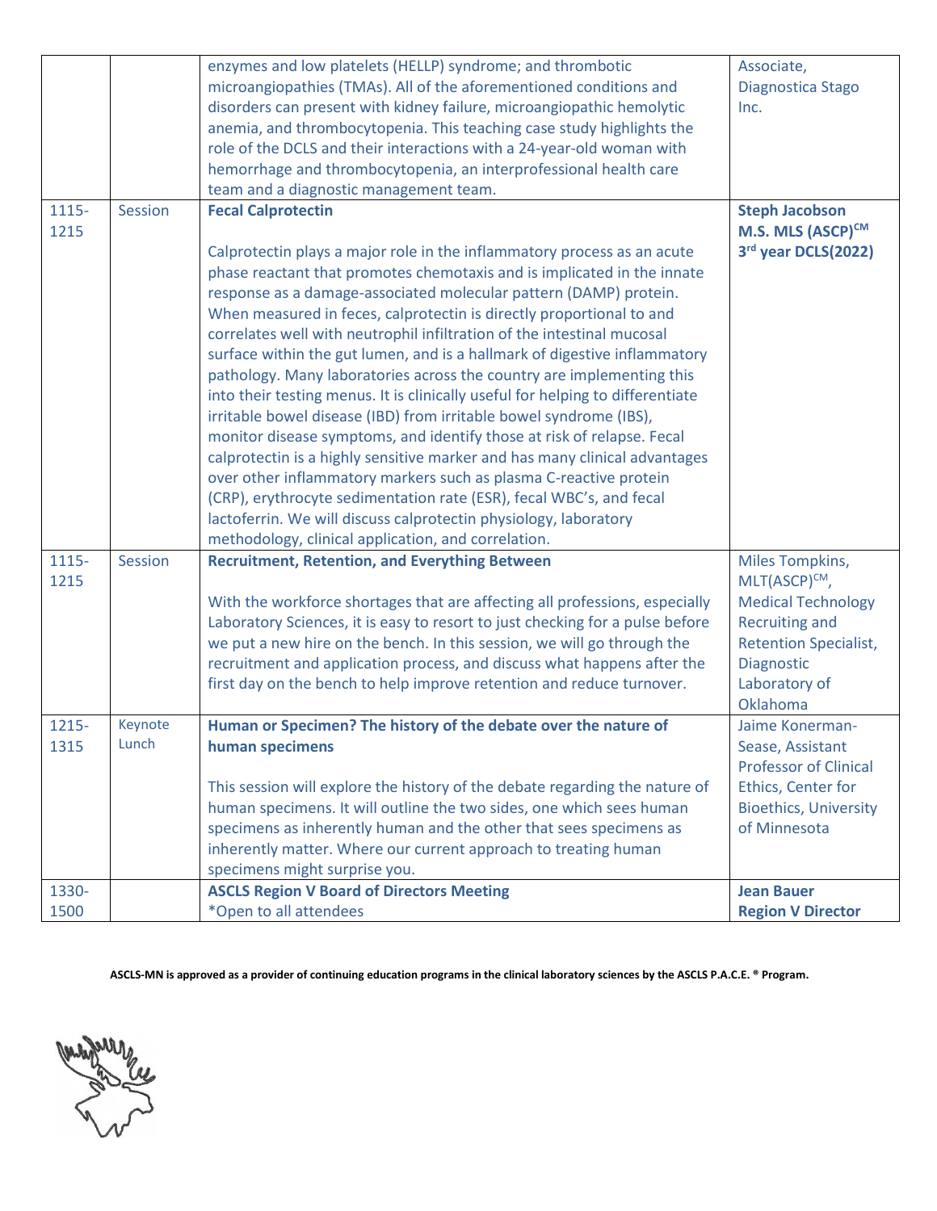| | | | |
|---|---|---|---|
| | | enzymes and low platelets (HELLP) syndrome; and thrombotic microangiopathies (TMAs). All of the aforementioned conditions and disorders can present with kidney failure, microangiopathic hemolytic anemia, and thrombocytopenia. This teaching case study highlights the role of the DCLS and their interactions with a 24-year-old woman with hemorrhage and thrombocytopenia, an interprofessional health care team and a diagnostic management team. | Associate, Diagnostica Stago Inc. |
| 1115-1215 | Session | **Fecal Calprotectin**<br><br>Calprotectin plays a major role in the inflammatory process as an acute phase reactant that promotes chemotaxis and is implicated in the innate response as a damage-associated molecular pattern (DAMP) protein. When measured in feces, calprotectin is directly proportional to and correlates well with neutrophil infiltration of the intestinal mucosal surface within the gut lumen, and is a hallmark of digestive inflammatory pathology. Many laboratories across the country are implementing this into their testing menus. It is clinically useful for helping to differentiate irritable bowel disease (IBD) from irritable bowel syndrome (IBS), monitor disease symptoms, and identify those at risk of relapse. Fecal calprotectin is a highly sensitive marker and has many clinical advantages over other inflammatory markers such as plasma C-reactive protein (CRP), erythrocyte sedimentation rate (ESR), fecal WBC's, and fecal lactoferrin. We will discuss calprotectin physiology, laboratory methodology, clinical application, and correlation. | **Steph Jacobson M.S. MLS (ASCP)CM 3rd year DCLS(2022)** |
| 1115-1215 | Session | **Recruitment, Retention, and Everything Between**<br><br>With the workforce shortages that are affecting all professions, especially Laboratory Sciences, it is easy to resort to just checking for a pulse before we put a new hire on the bench. In this session, we will go through the recruitment and application process, and discuss what happens after the first day on the bench to help improve retention and reduce turnover. | Miles Tompkins, MLT(ASCP)CM, Medical Technology Recruiting and Retention Specialist, Diagnostic Laboratory of Oklahoma |
| 1215-1315 | Keynote Lunch | **Human or Specimen? The history of the debate over the nature of human specimens**<br><br>This session will explore the history of the debate regarding the nature of human specimens. It will outline the two sides, one which sees human specimens as inherently human and the other that sees specimens as inherently matter. Where our current approach to treating human specimens might surprise you. | Jaime Konerman-Sease, Assistant Professor of Clinical Ethics, Center for Bioethics, University of Minnesota |
| 1330-1500 | | **ASCLS Region V Board of Directors Meeting**<br>*Open to all attendees | **Jean Bauer Region V Director** |

**ASCLS-MN is approved as a provider of continuing education programs in the clinical laboratory sciences by the ASCLS P.A.C.E. ® Program.**